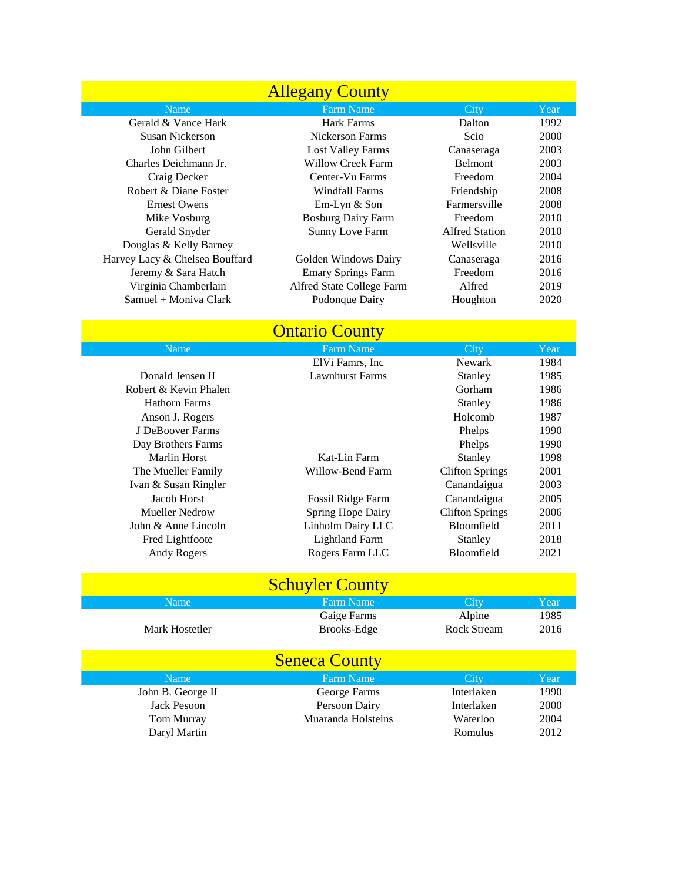## Allegany County

| Name | Farm Name | City | Year |
|---|---|---|---|
| Gerald & Vance Hark | Hark Farms | Dalton | 1992 |
| Susan Nickerson | Nickerson Farms | Scio | 2000 |
| John Gilbert | Lost Valley Farms | Canaseraga | 2003 |
| Charles Deichmann Jr. | Willow Creek Farm | Belmont | 2003 |
| Craig Decker | Center-Vu Farms | Freedom | 2004 |
| Robert & Diane Foster | Windfall Farms | Friendship | 2008 |
| Ernest Owens | Em-Lyn & Son | Farmersville | 2008 |
| Mike Vosburg | Bosburg Dairy Farm | Freedom | 2010 |
| Gerald Snyder | Sunny Love Farm | Alfred Station | 2010 |
| Douglas & Kelly Barney | | Wellsville | 2010 |
| Harvey Lacy & Chelsea Bouffard | Golden Windows Dairy | Canaseraga | 2016 |
| Jeremy & Sara Hatch | Emary Springs Farm | Freedom | 2016 |
| Virginia Chamberlain | Alfred State College Farm | Alfred | 2019 |
| Samuel + Moniva Clark | Podonque Dairy | Houghton | 2020 |

## Ontario County

| Name | Farm Name | City | Year |
|---|---|---|---|
| | ElVi Famrs, Inc | Newark | 1984 |
| Donald Jensen II | Lawnhurst Farms | Stanley | 1985 |
| Robert & Kevin Phalen | | Gorham | 1986 |
| Hathorn Farms | | Stanley | 1986 |
| Anson J. Rogers | | Holcomb | 1987 |
| J DeBoover Farms | | Phelps | 1990 |
| Day Brothers Farms | | Phelps | 1990 |
| Marlin Horst | Kat-Lin Farm | Stanley | 1998 |
| The Mueller Family | Willow-Bend Farm | Clifton Springs | 2001 |
| Ivan & Susan Ringler | | Canandaigua | 2003 |
| Jacob Horst | Fossil Ridge Farm | Canandaigua | 2005 |
| Mueller Nedrow | Spring Hope Dairy | Clifton Springs | 2006 |
| John & Anne Lincoln | Linholm Dairy LLC | Bloomfield | 2011 |
| Fred Lightfoote | Lightland Farm | Stanley | 2018 |
| Andy Rogers | Rogers Farm LLC | Bloomfield | 2021 |

## Schuyler County

| Name | Farm Name | City | Year |
|---|---|---|---|
| | Gaige Farms | Alpine | 1985 |
| Mark Hostetler | Brooks-Edge | Rock Stream | 2016 |

## Seneca County

| Name | Farm Name | City | Year |
|---|---|---|---|
| John B. George II | George Farms | Interlaken | 1990 |
| Jack Pesoon | Persoon Dairy | Interlaken | 2000 |
| Tom Murray | Muaranda Holsteins | Waterloo | 2004 |
| Daryl Martin | | Romulus | 2012 |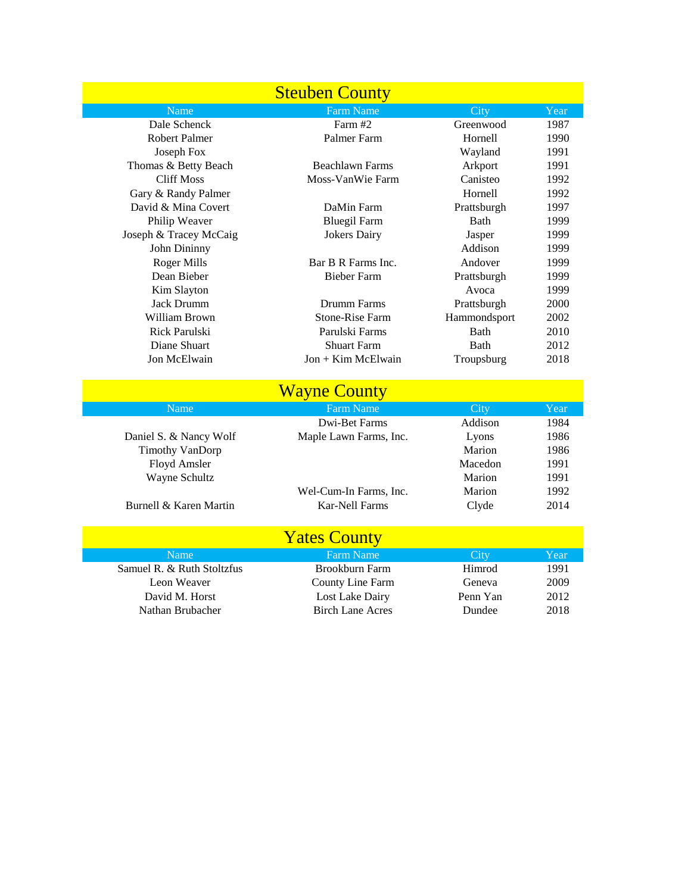## Steuben County

| Name | Farm Name | City | Year |
|---|---|---|---|
| Dale Schenck | Farm #2 | Greenwood | 1987 |
| Robert Palmer | Palmer Farm | Hornell | 1990 |
| Joseph Fox | | Wayland | 1991 |
| Thomas & Betty Beach | Beachlawn Farms | Arkport | 1991 |
| Cliff Moss | Moss-VanWie Farm | Canisteo | 1992 |
| Gary & Randy Palmer | | Hornell | 1992 |
| David & Mina Covert | DaMin Farm | Prattsburgh | 1997 |
| Philip Weaver | Bluegil Farm | Bath | 1999 |
| Joseph & Tracey McCaig | Jokers Dairy | Jasper | 1999 |
| John Dininny | | Addison | 1999 |
| Roger Mills | Bar B R Farms Inc. | Andover | 1999 |
| Dean Bieber | Bieber Farm | Prattsburgh | 1999 |
| Kim Slayton | | Avoca | 1999 |
| Jack Drumm | Drumm Farms | Prattsburgh | 2000 |
| William Brown | Stone-Rise Farm | Hammondsport | 2002 |
| Rick Parulski | Parulski Farms | Bath | 2010 |
| Diane Shuart | Shuart Farm | Bath | 2012 |
| Jon McElwain | Jon + Kim McElwain | Troupsburg | 2018 |

## Wayne County

| Name | Farm Name | City | Year |
|---|---|---|---|
| | Dwi-Bet Farms | Addison | 1984 |
| Daniel S. & Nancy Wolf | Maple Lawn Farms, Inc. | Lyons | 1986 |
| Timothy VanDorp | | Marion | 1986 |
| Floyd Amsler | | Macedon | 1991 |
| Wayne Schultz | | Marion | 1991 |
| | Wel-Cum-In Farms, Inc. | Marion | 1992 |
| Burnell & Karen Martin | Kar-Nell Farms | Clyde | 2014 |

## Yates County

| Name | Farm Name | City | Year |
|---|---|---|---|
| Samuel R. & Ruth Stoltzfus | Brookburn Farm | Himrod | 1991 |
| Leon Weaver | County Line Farm | Geneva | 2009 |
| David M. Horst | Lost Lake Dairy | Penn Yan | 2012 |
| Nathan Brubacher | Birch Lane Acres | Dundee | 2018 |